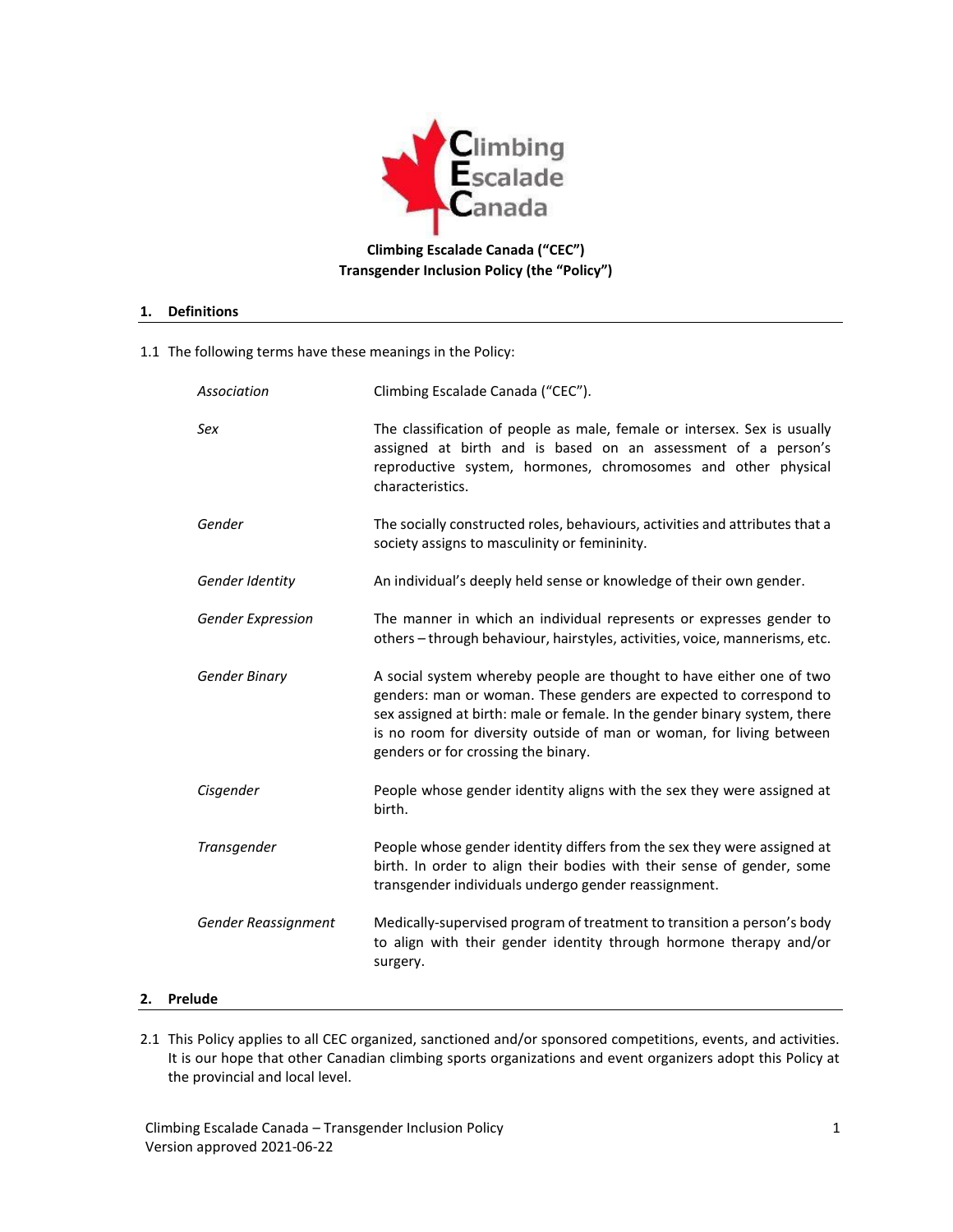**Climbing Escalade Canada ("CEC")**
**Transgender Inclusion Policy (the "Policy")**

## 1. Definitions

1.1 The following terms have these meanings in the Policy:

| | |
|---|---|
| *Association* | Climbing Escalade Canada ("CEC"). |
| *Sex* | The classification of people as male, female or intersex. Sex is usually assigned at birth and is based on an assessment of a person's reproductive system, hormones, chromosomes and other physical characteristics. |
| *Gender* | The socially constructed roles, behaviours, activities and attributes that a society assigns to masculinity or femininity. |
| *Gender Identity* | An individual's deeply held sense or knowledge of their own gender. |
| *Gender Expression* | The manner in which an individual represents or expresses gender to others – through behaviour, hairstyles, activities, voice, mannerisms, etc. |
| *Gender Binary* | A social system whereby people are thought to have either one of two genders: man or woman. These genders are expected to correspond to sex assigned at birth: male or female. In the gender binary system, there is no room for diversity outside of man or woman, for living between genders or for crossing the binary. |
| *Cisgender* | People whose gender identity aligns with the sex they were assigned at birth. |
| *Transgender* | People whose gender identity differs from the sex they were assigned at birth. In order to align their bodies with their sense of gender, some transgender individuals undergo gender reassignment. |
| *Gender Reassignment* | Medically-supervised program of treatment to transition a person's body to align with their gender identity through hormone therapy and/or surgery. |

## 2. Prelude

2.1 This Policy applies to all CEC organized, sanctioned and/or sponsored competitions, events, and activities. It is our hope that other Canadian climbing sports organizations and event organizers adopt this Policy at the provincial and local level.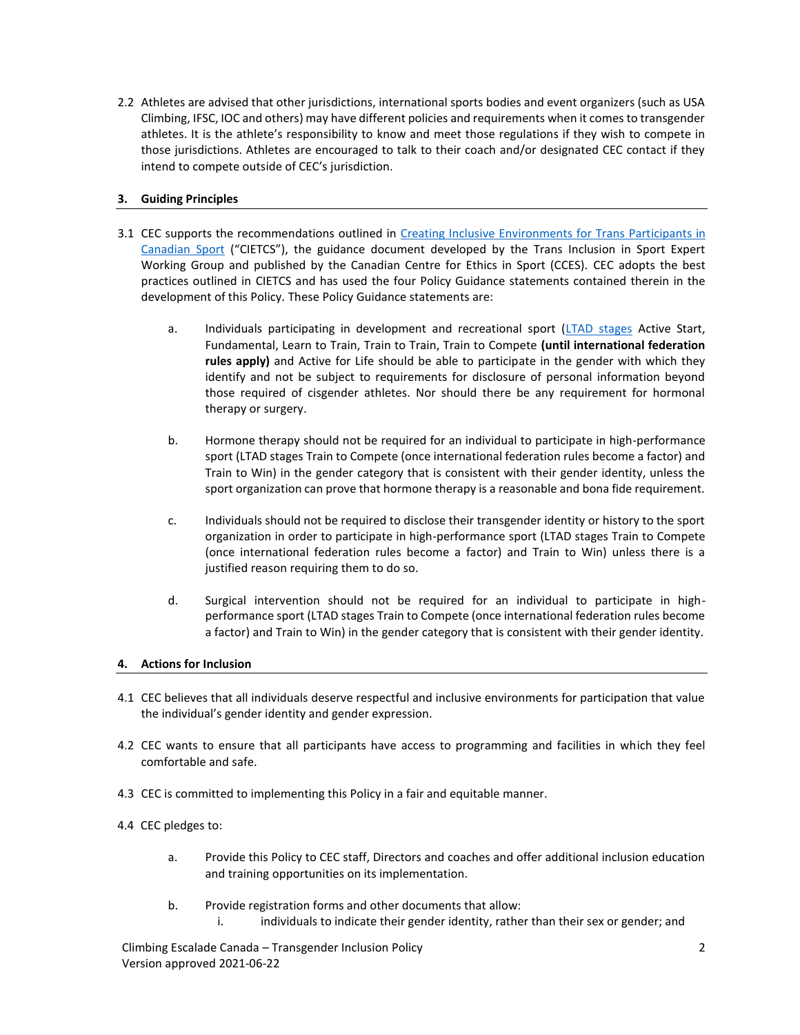2.2 Athletes are advised that other jurisdictions, international sports bodies and event organizers (such as USA Climbing, IFSC, IOC and others) may have different policies and requirements when it comes to transgender athletes. It is the athlete's responsibility to know and meet those regulations if they wish to compete in those jurisdictions. Athletes are encouraged to talk to their coach and/or designated CEC contact if they intend to compete outside of CEC's jurisdiction.

## 3. Guiding Principles

3.1 CEC supports the recommendations outlined in Creating Inclusive Environments for Trans Participants in Canadian Sport ("CIETCS"), the guidance document developed by the Trans Inclusion in Sport Expert Working Group and published by the Canadian Centre for Ethics in Sport (CCES). CEC adopts the best practices outlined in CIETCS and has used the four Policy Guidance statements contained therein in the development of this Policy. These Policy Guidance statements are:

   a. Individuals participating in development and recreational sport (LTAD stages Active Start, Fundamental, Learn to Train, Train to Train, Train to Compete **(until international federation rules apply)** and Active for Life should be able to participate in the gender with which they identify and not be subject to requirements for disclosure of personal information beyond those required of cisgender athletes. Nor should there be any requirement for hormonal therapy or surgery.

   b. Hormone therapy should not be required for an individual to participate in high-performance sport (LTAD stages Train to Compete (once international federation rules become a factor) and Train to Win) in the gender category that is consistent with their gender identity, unless the sport organization can prove that hormone therapy is a reasonable and bona fide requirement.

   c. Individuals should not be required to disclose their transgender identity or history to the sport organization in order to participate in high-performance sport (LTAD stages Train to Compete (once international federation rules become a factor) and Train to Win) unless there is a justified reason requiring them to do so.

   d. Surgical intervention should not be required for an individual to participate in high-performance sport (LTAD stages Train to Compete (once international federation rules become a factor) and Train to Win) in the gender category that is consistent with their gender identity.

## 4. Actions for Inclusion

4.1 CEC believes that all individuals deserve respectful and inclusive environments for participation that value the individual's gender identity and gender expression.

4.2 CEC wants to ensure that all participants have access to programming and facilities in which they feel comfortable and safe.

4.3 CEC is committed to implementing this Policy in a fair and equitable manner.

4.4 CEC pledges to:

   a. Provide this Policy to CEC staff, Directors and coaches and offer additional inclusion education and training opportunities on its implementation.

   b. Provide registration forms and other documents that allow:

      i. individuals to indicate their gender identity, rather than their sex or gender; and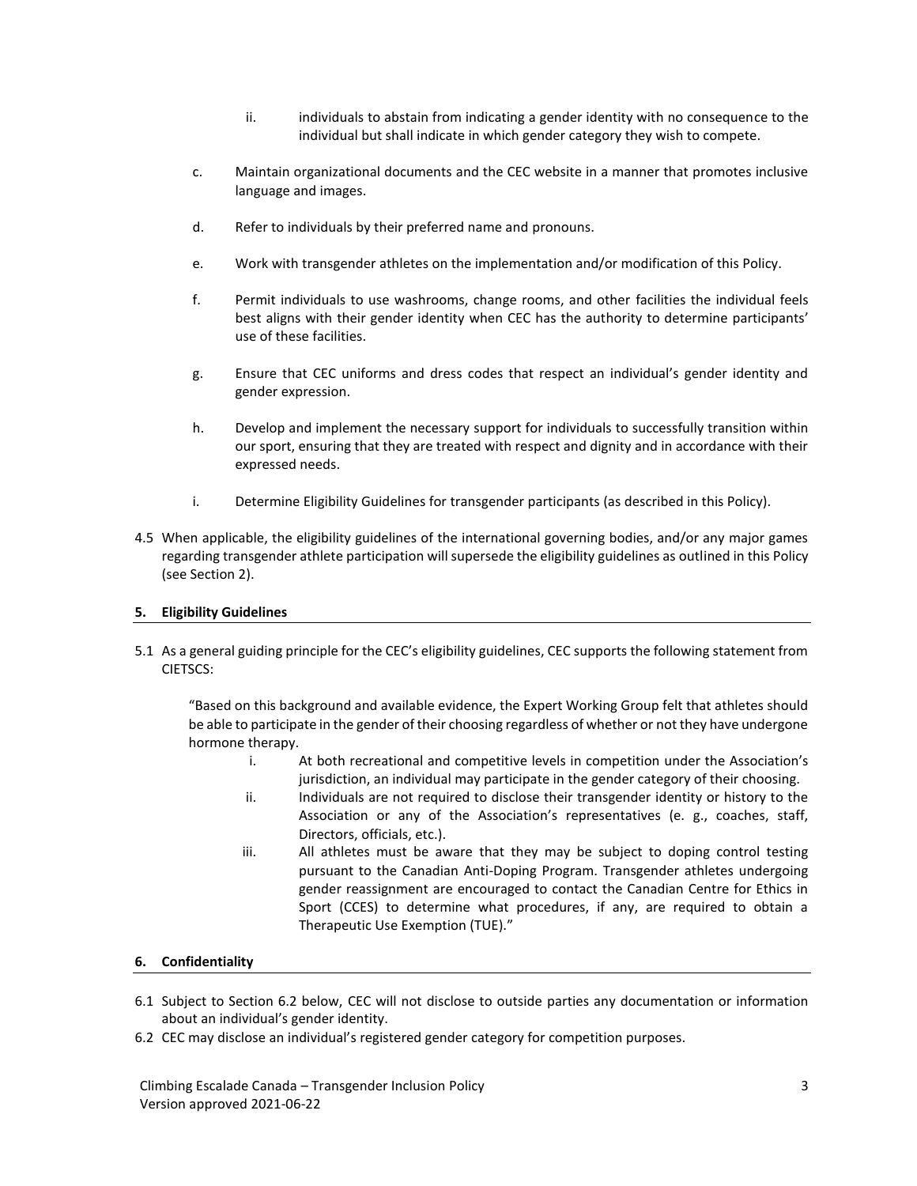ii. individuals to abstain from indicating a gender identity with no consequence to the individual but shall indicate in which gender category they wish to compete.

c. Maintain organizational documents and the CEC website in a manner that promotes inclusive language and images.

d. Refer to individuals by their preferred name and pronouns.

e. Work with transgender athletes on the implementation and/or modification of this Policy.

f. Permit individuals to use washrooms, change rooms, and other facilities the individual feels best aligns with their gender identity when CEC has the authority to determine participants' use of these facilities.

g. Ensure that CEC uniforms and dress codes that respect an individual's gender identity and gender expression.

h. Develop and implement the necessary support for individuals to successfully transition within our sport, ensuring that they are treated with respect and dignity and in accordance with their expressed needs.

i. Determine Eligibility Guidelines for transgender participants (as described in this Policy).

4.5 When applicable, the eligibility guidelines of the international governing bodies, and/or any major games regarding transgender athlete participation will supersede the eligibility guidelines as outlined in this Policy (see Section 2).

## 5. Eligibility Guidelines

5.1 As a general guiding principle for the CEC's eligibility guidelines, CEC supports the following statement from CIETSCS:

> "Based on this background and available evidence, the Expert Working Group felt that athletes should be able to participate in the gender of their choosing regardless of whether or not they have undergone hormone therapy.
>
> i. At both recreational and competitive levels in competition under the Association's jurisdiction, an individual may participate in the gender category of their choosing.
>
> ii. Individuals are not required to disclose their transgender identity or history to the Association or any of the Association's representatives (e. g., coaches, staff, Directors, officials, etc.).
>
> iii. All athletes must be aware that they may be subject to doping control testing pursuant to the Canadian Anti-Doping Program. Transgender athletes undergoing gender reassignment are encouraged to contact the Canadian Centre for Ethics in Sport (CCES) to determine what procedures, if any, are required to obtain a Therapeutic Use Exemption (TUE)."

## 6. Confidentiality

6.1 Subject to Section 6.2 below, CEC will not disclose to outside parties any documentation or information about an individual's gender identity.

6.2 CEC may disclose an individual's registered gender category for competition purposes.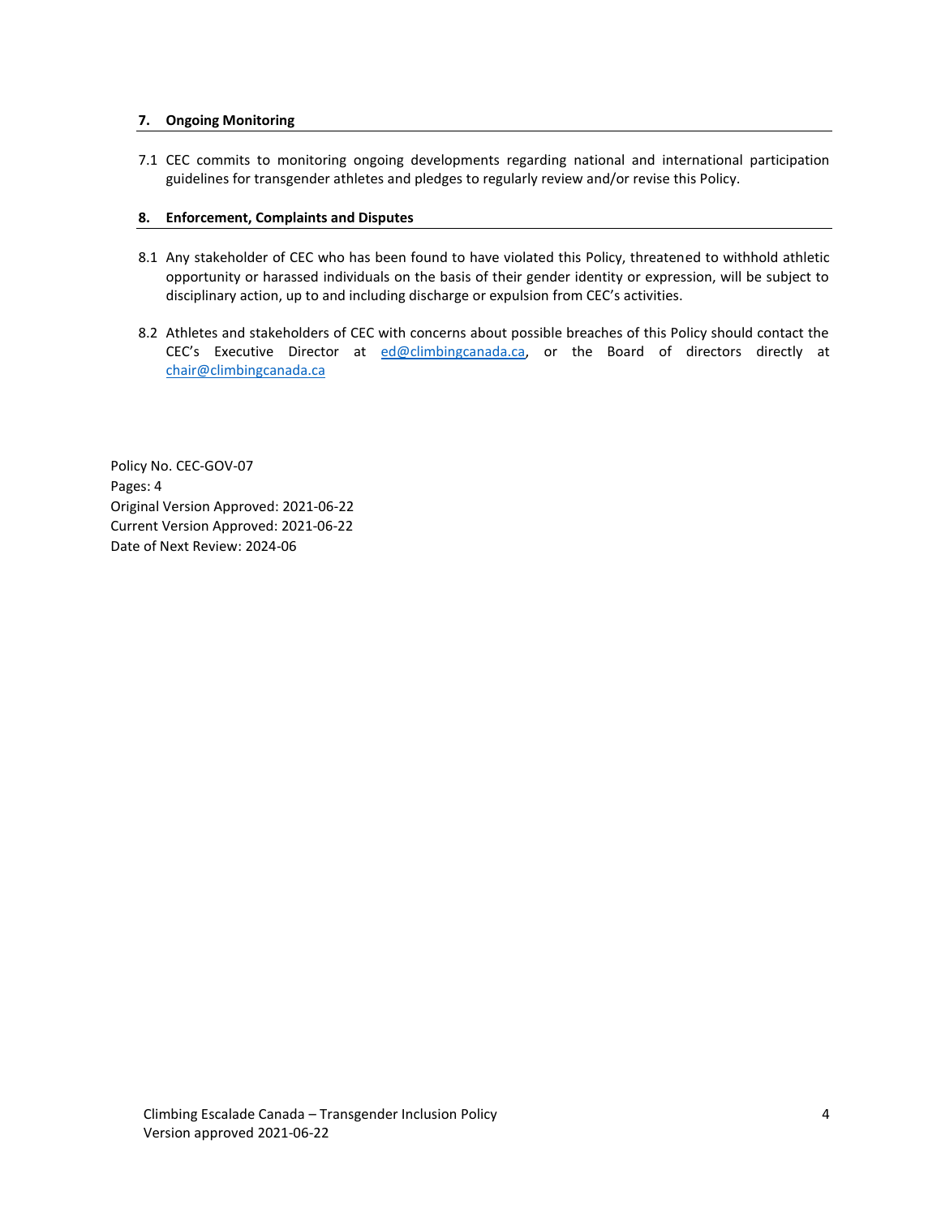## 7. Ongoing Monitoring

7.1 CEC commits to monitoring ongoing developments regarding national and international participation guidelines for transgender athletes and pledges to regularly review and/or revise this Policy.

## 8. Enforcement, Complaints and Disputes

8.1 Any stakeholder of CEC who has been found to have violated this Policy, threatened to withhold athletic opportunity or harassed individuals on the basis of their gender identity or expression, will be subject to disciplinary action, up to and including discharge or expulsion from CEC's activities.

8.2 Athletes and stakeholders of CEC with concerns about possible breaches of this Policy should contact the CEC's Executive Director at ed@climbingcanada.ca, or the Board of directors directly at chair@climbingcanada.ca

Policy No. CEC-GOV-07
Pages: 4
Original Version Approved: 2021-06-22
Current Version Approved: 2021-06-22
Date of Next Review: 2024-06